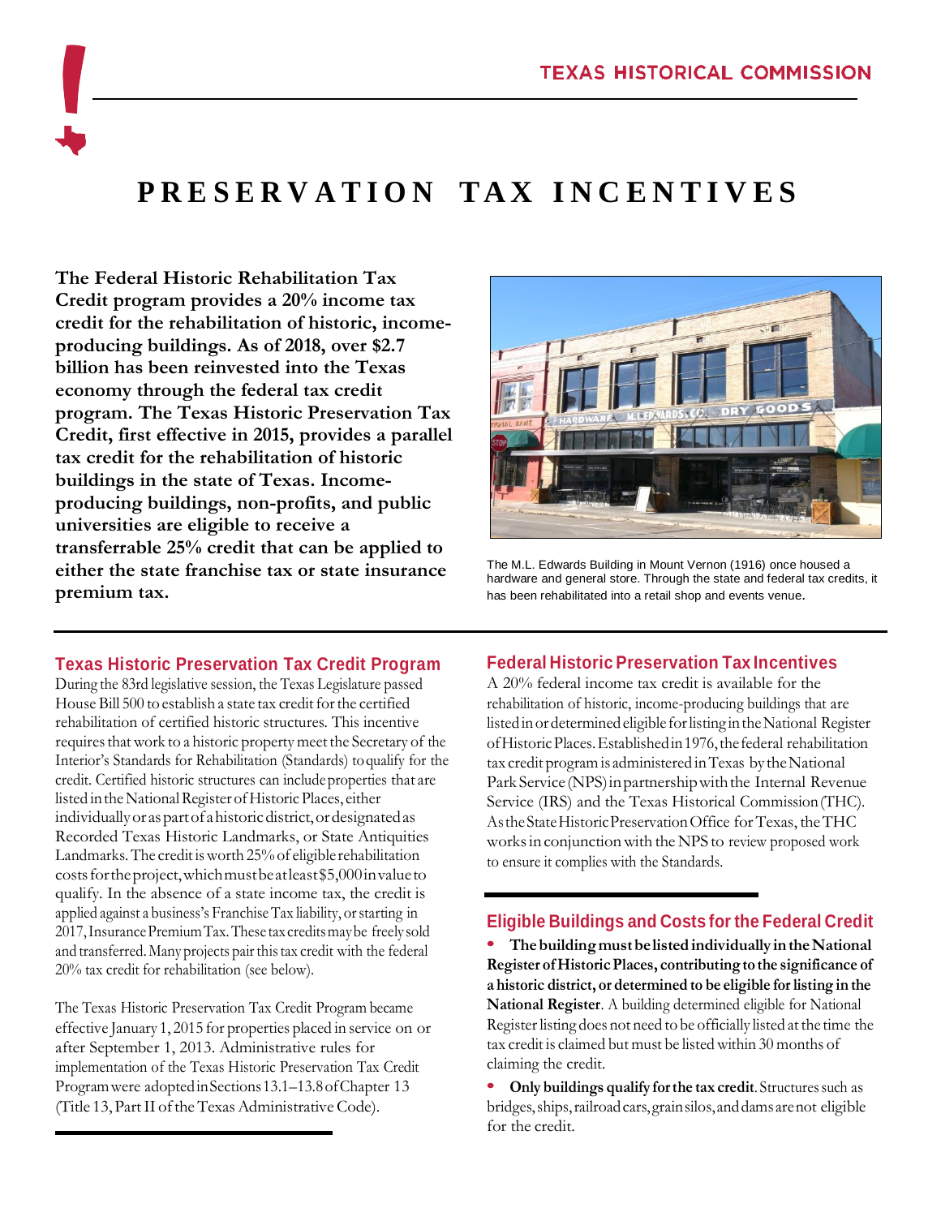TEXAS HISTORICAL COMMISSION

# PRESERVATION TAX INCENTIVES

**The Federal Historic Rehabilitation Tax Credit program provides a 20% income tax credit for the rehabilitation of historic, income-producing buildings. As of 2018, over $2.7 billion has been reinvested into the Texas economy through the federal tax credit program. The Texas Historic Preservation Tax Credit, first effective in 2015, provides a parallel tax credit for the rehabilitation of historic buildings in the state of Texas. Income-producing buildings, non-profits, and public universities are eligible to receive a transferrable 25% credit that can be applied to either the state franchise tax or state insurance premium tax.**

The M.L. Edwards Building in Mount Vernon (1916) once housed a hardware and general store. Through the state and federal tax credits, it has been rehabilitated into a retail shop and events venue.

## Texas Historic Preservation Tax Credit Program

During the 83rd legislative session, the Texas Legislature passed House Bill 500 to establish a state tax credit for the certified rehabilitation of certified historic structures. This incentive requires that work to a historic property meet the Secretary of the Interior's Standards for Rehabilitation (Standards) to qualify for the credit. Certified historic structures can include properties that are listed in the National Register of Historic Places, either individually or as part of a historic district, or designated as Recorded Texas Historic Landmarks, or State Antiquities Landmarks. The credit is worth 25% of eligible rehabilitation costs for the project, which must be at least $5,000 in value to qualify. In the absence of a state income tax, the credit is applied against a business's Franchise Tax liability, or starting in 2017, Insurance Premium Tax. These tax credits may be freely sold and transferred. Many projects pair this tax credit with the federal 20% tax credit for rehabilitation (see below).

The Texas Historic Preservation Tax Credit Program became effective January 1, 2015 for properties placed in service on or after September 1, 2013. Administrative rules for implementation of the Texas Historic Preservation Tax Credit Program were adopted in Sections 13.1–13.8 of Chapter 13 (Title 13, Part II of the Texas Administrative Code).

## Federal Historic Preservation Tax Incentives

A 20% federal income tax credit is available for the rehabilitation of historic, income-producing buildings that are listed in or determined eligible for listing in the National Register of Historic Places. Established in 1976, the federal rehabilitation tax credit program is administered in Texas by the National Park Service (NPS) in partnership with the Internal Revenue Service (IRS) and the Texas Historical Commission (THC). As the State Historic Preservation Office for Texas, the THC works in conjunction with the NPS to review proposed work to ensure it complies with the Standards.

## Eligible Buildings and Costs for the Federal Credit

- **The building must be listed individually in the National Register of Historic Places, contributing to the significance of a historic district, or determined to be eligible for listing in the National Register**. A building determined eligible for National Register listing does not need to be officially listed at the time the tax credit is claimed but must be listed within 30 months of claiming the credit.
- **Only buildings qualify for the tax credit**. Structures such as bridges, ships, railroad cars, grain silos, and dams are not eligible for the credit.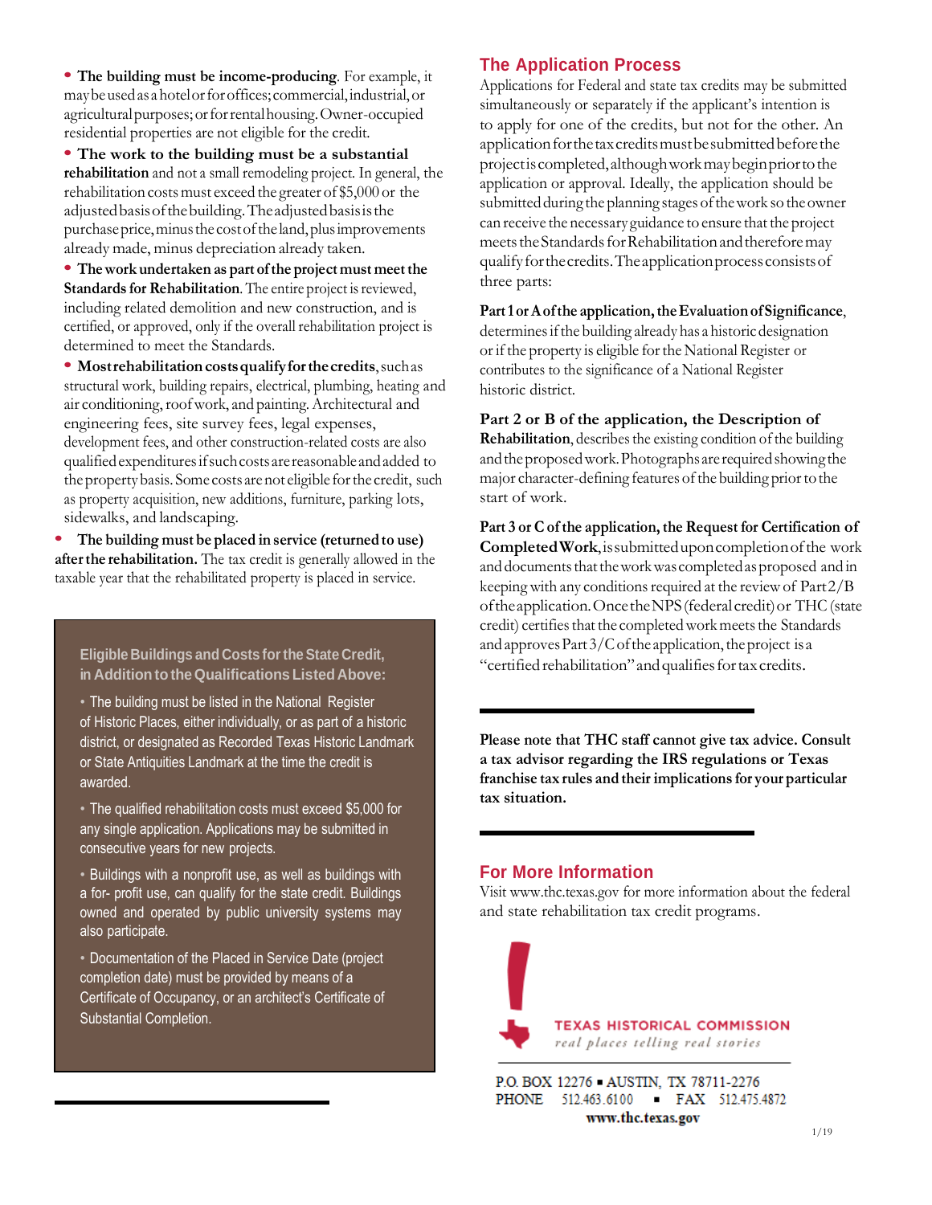- **The building must be income-producing**. For example, it may be used as a hotel or for offices; commercial, industrial, or agricultural purposes; or for rental housing. Owner-occupied residential properties are not eligible for the credit.
- **The work to the building must be a substantial rehabilitation** and not a small remodeling project. In general, the rehabilitation costs must exceed the greater of $5,000 or the adjusted basis of the building. The adjusted basis is the purchase price, minus the cost of the land, plus improvements already made, minus depreciation already taken.
- **The work undertaken as part of the project must meet the Standards for Rehabilitation**. The entire project is reviewed, including related demolition and new construction, and is certified, or approved, only if the overall rehabilitation project is determined to meet the Standards.
- **Most rehabilitation costs qualify for the credits**, such as structural work, building repairs, electrical, plumbing, heating and air conditioning, roof work, and painting. Architectural and engineering fees, site survey fees, legal expenses, development fees, and other construction-related costs are also qualified expenditures if such costs are reasonable and added to the property basis. Some costs are not eligible for the credit, such as property acquisition, new additions, furniture, parking lots, sidewalks, and landscaping.
- **The building must be placed in service (returned to use) after the rehabilitation.** The tax credit is generally allowed in the taxable year that the rehabilitated property is placed in service.

**Eligible Buildings and Costs for the State Credit, in Addition to the Qualifications Listed Above:**

- The building must be listed in the National Register of Historic Places, either individually, or as part of a historic district, or designated as Recorded Texas Historic Landmark or State Antiquities Landmark at the time the credit is awarded.
- The qualified rehabilitation costs must exceed $5,000 for any single application. Applications may be submitted in consecutive years for new projects.
- Buildings with a nonprofit use, as well as buildings with a for- profit use, can qualify for the state credit. Buildings owned and operated by public university systems may also participate.
- Documentation of the Placed in Service Date (project completion date) must be provided by means of a Certificate of Occupancy, or an architect's Certificate of Substantial Completion.

## The Application Process

Applications for Federal and state tax credits may be submitted simultaneously or separately if the applicant's intention is to apply for one of the credits, but not for the other. An application for the tax credits must be submitted before the project is completed, although work may begin prior to the application or approval. Ideally, the application should be submitted during the planning stages of the work so the owner can receive the necessary guidance to ensure that the project meets the Standards for Rehabilitation and therefore may qualify for the credits. The application process consists of three parts:

**Part 1 or A of the application, the Evaluation of Significance**, determines if the building already has a historic designation or if the property is eligible for the National Register or contributes to the significance of a National Register historic district.

**Part 2 or B of the application, the Description of Rehabilitation**, describes the existing condition of the building and the proposed work. Photographs are required showing the major character-defining features of the building prior to the start of work.

**Part 3 or C of the application, the Request for Certification of Completed Work**, is submitted upon completion of the work and documents that the work was completed as proposed and in keeping with any conditions required at the review of Part 2/B of the application. Once the NPS (federal credit) or THC (state credit) certifies that the completed work meets the Standards and approves Part 3/C of the application, the project is a "certified rehabilitation" and qualifies for tax credits.

**Please note that THC staff cannot give tax advice. Consult a tax advisor regarding the IRS regulations or Texas franchise tax rules and their implications for your particular tax situation.**

## For More Information

Visit www.thc.texas.gov for more information about the federal and state rehabilitation tax credit programs.

TEXAS HISTORICAL COMMISSION

*real places telling real stories*

P.O. BOX 12276 ▪ AUSTIN, TX 78711-2276
PHONE 512.463.6100 ▪ FAX 512.475.4872
**www.thc.texas.gov**

1/19